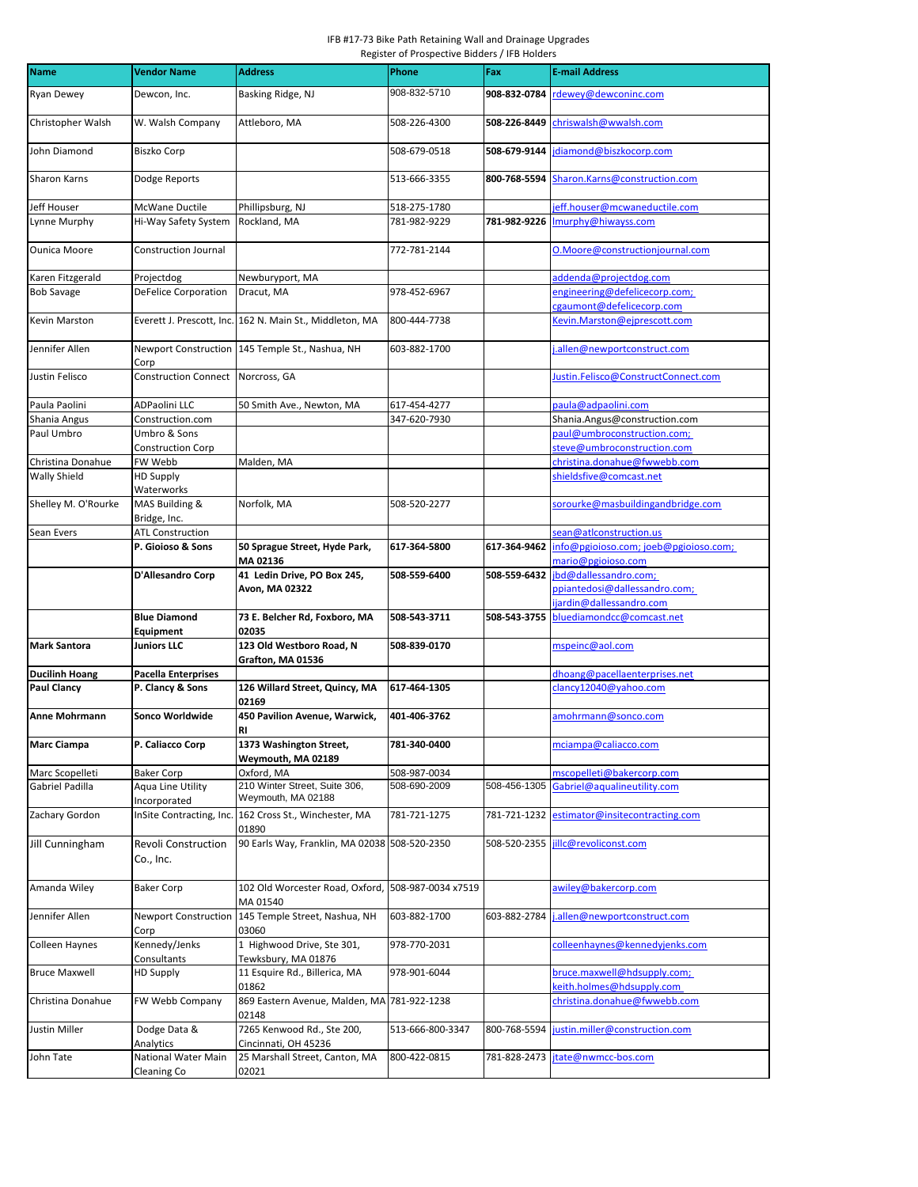IFB #17-73 Bike Path Retaining Wall and Drainage Upgrades
Register of Prospective Bidders / IFB Holders

| Name | Vendor Name | Address | Phone | Fax | E-mail Address |
|---|---|---|---|---|---|
| Ryan Dewey | Dewcon, Inc. | Basking Ridge, NJ | 908-832-5710 | **908-832-0784** | rdewey@dewconinc.com |
| Christopher Walsh | W. Walsh Company | Attleboro, MA | 508-226-4300 | **508-226-8449** | chriswalsh@wwalsh.com |
| John Diamond | Biszko Corp | | 508-679-0518 | **508-679-9144** | jdiamond@biszkocorp.com |
| Sharon Karns | Dodge Reports | | 513-666-3355 | **800-768-5594** | Sharon.Karns@construction.com |
| Jeff Houser | McWane Ductile | Phillipsburg, NJ | 518-275-1780 | | jeff.houser@mcwaneductile.com |
| Lynne Murphy | Hi-Way Safety System | Rockland, MA | 781-982-9229 | **781-982-9226** | lmurphy@hiwayss.com |
| Ounica Moore | Construction Journal | | 772-781-2144 | | O.Moore@constructionjournal.com |
| Karen Fitzgerald | Projectdog | Newburyport, MA | | | addenda@projectdog.com |
| Bob Savage | DeFelice Corporation | Dracut, MA | 978-452-6967 | | engineering@defelicecorp.com; cgaumont@defelicecorp.com |
| Kevin Marston | Everett J. Prescott, Inc. | 162 N. Main St., Middleton, MA | 800-444-7738 | | Kevin.Marston@ejprescott.com |
| Jennifer Allen | Newport Construction Corp | 145 Temple St., Nashua, NH | 603-882-1700 | | j.allen@newportconstruct.com |
| Justin Felisco | Construction Connect | Norcross, GA | | | Justin.Felisco@ConstructConnect.com |
| Paula Paolini | ADPaolini LLC | 50 Smith Ave., Newton, MA | 617-454-4277 | | paula@adpaolini.com |
| Shania Angus | Construction.com | | 347-620-7930 | | Shania.Angus@construction.com |
| Paul Umbro | Umbro & Sons Construction Corp | | | | paul@umbroconstruction.com; steve@umbroconstruction.com |
| Christina Donahue | FW Webb | Malden, MA | | | christina.donahue@fwwebb.com |
| Wally Shield | HD Supply Waterworks | | | | shieldsfive@comcast.net |
| Shelley M. O'Rourke | MAS Building & Bridge, Inc. | Norfolk, MA | 508-520-2277 | | sorourke@masbuildingandbridge.com |
| Sean Evers | ATL Construction | | | | sean@atlconstruction.us |
| | **P. Gioioso & Sons** | **50 Sprague Street, Hyde Park, MA 02136** | **617-364-5800** | **617-364-9462** | info@pgioioso.com; joeb@pgioioso.com; mario@pgioioso.com |
| | **D'Allesandro Corp** | **41 Ledin Drive, PO Box 245, Avon, MA 02322** | **508-559-6400** | **508-559-6432** | jbd@dallessandro.com; ppiantedosi@dallessandro.com; ijardin@dallessandro.com |
| | **Blue Diamond Equipment** | **73 E. Belcher Rd, Foxboro, MA 02035** | **508-543-3711** | **508-543-3755** | bluediamondcc@comcast.net |
| **Mark Santora** | **Juniors LLC** | **123 Old Westboro Road, N Grafton, MA 01536** | **508-839-0170** | | mspeinc@aol.com |
| **Ducilinh Hoang** | **Pacella Enterprises** | | | | dhoang@pacellaenterprises.net |
| **Paul Clancy** | **P. Clancy & Sons** | **126 Willard Street, Quincy, MA 02169** | **617-464-1305** | | clancy12040@yahoo.com |
| **Anne Mohrmann** | **Sonco Worldwide** | **450 Pavilion Avenue, Warwick, RI** | **401-406-3762** | | amohrmann@sonco.com |
| **Marc Ciampa** | **P. Caliacco Corp** | **1373 Washington Street, Weymouth, MA 02189** | **781-340-0400** | | mciampa@caliacco.com |
| Marc Scopelleti | Baker Corp | Oxford, MA | 508-987-0034 | | mscopelleti@bakercorp.com |
| Gabriel Padilla | Aqua Line Utility Incorporated | 210 Winter Street, Suite 306, Weymouth, MA 02188 | 508-690-2009 | 508-456-1305 | Gabriel@aqualineutility.com |
| Zachary Gordon | InSite Contracting, Inc. | 162 Cross St., Winchester, MA 01890 | 781-721-1275 | 781-721-1232 | estimator@insitecontracting.com |
| Jill Cunningham | Revoli Construction Co., Inc. | 90 Earls Way, Franklin, MA 02038 | 508-520-2350 | 508-520-2355 | jillc@revoliconst.com |
| Amanda Wiley | Baker Corp | 102 Old Worcester Road, Oxford, MA 01540 | 508-987-0034 x7519 | | awiley@bakercorp.com |
| Jennifer Allen | Newport Construction Corp | 145 Temple Street, Nashua, NH 03060 | 603-882-1700 | 603-882-2784 | j.allen@newportconstruct.com |
| Colleen Haynes | Kennedy/Jenks Consultants | 1 Highwood Drive, Ste 301, Tewksbury, MA 01876 | 978-770-2031 | | colleenhaynes@kennedyjenks.com |
| Bruce Maxwell | HD Supply | 11 Esquire Rd., Billerica, MA 01862 | 978-901-6044 | | bruce.maxwell@hdsupply.com; keith.holmes@hdsupply.com |
| Christina Donahue | FW Webb Company | 869 Eastern Avenue, Malden, MA 02148 | 781-922-1238 | | christina.donahue@fwwebb.com |
| Justin Miller | Dodge Data & Analytics | 7265 Kenwood Rd., Ste 200, Cincinnati, OH 45236 | 513-666-800-3347 | 800-768-5594 | justin.miller@construction.com |
| John Tate | National Water Main Cleaning Co | 25 Marshall Street, Canton, MA 02021 | 800-422-0815 | 781-828-2473 | jtate@nwmcc-bos.com |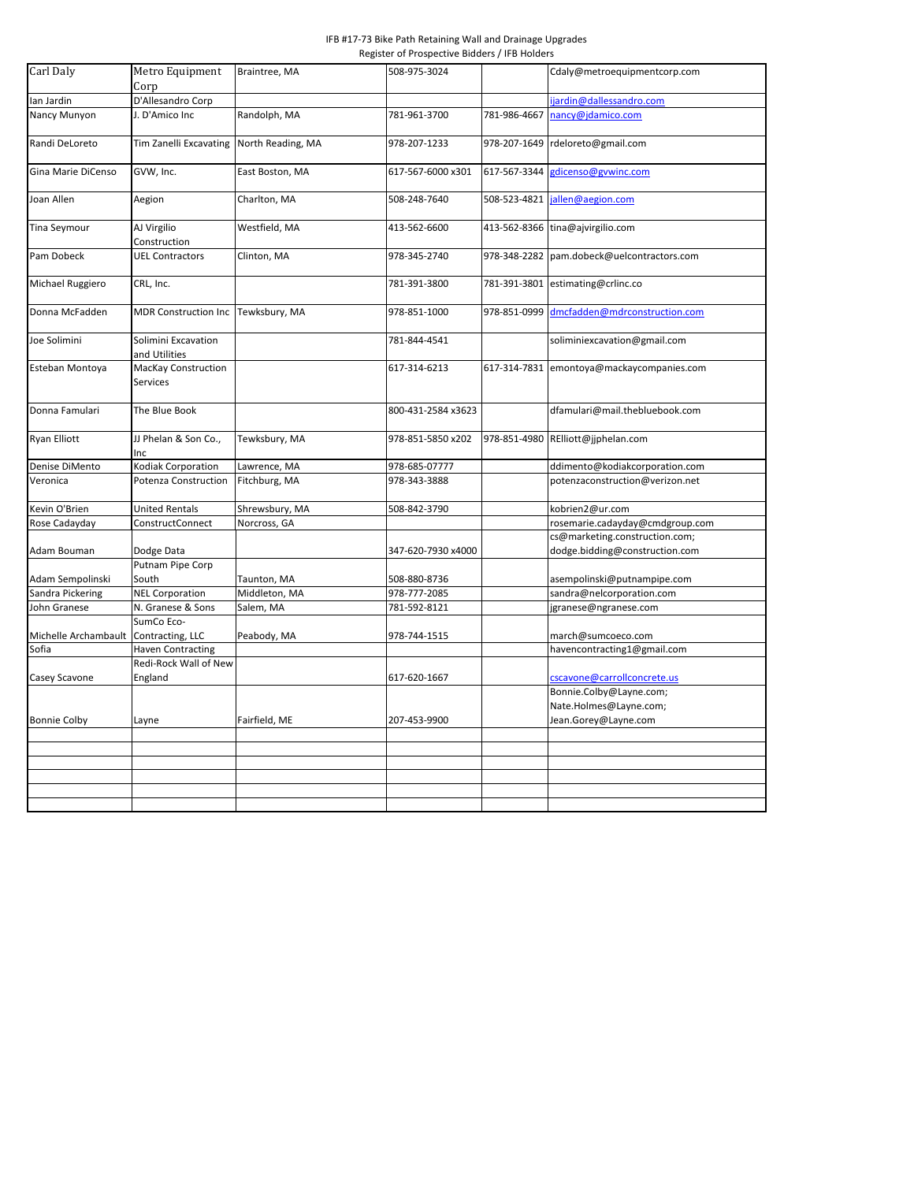IFB #17-73 Bike Path Retaining Wall and Drainage Upgrades
Register of Prospective Bidders / IFB Holders

| | | | | | |
|---|---|---|---|---|---|
| Carl Daly | Metro Equipment Corp | Braintree, MA | 508-975-3024 | | Cdaly@metroequipmentcorp.com |
| Ian Jardin | D'Allesandro Corp | | | | ijardin@dallessandro.com |
| Nancy Munyon | J. D'Amico Inc | Randolph, MA | 781-961-3700 | 781-986-4667 | nancy@jdamico.com |
| Randi DeLoreto | Tim Zanelli Excavating | North Reading, MA | 978-207-1233 | 978-207-1649 | rdeloreto@gmail.com |
| Gina Marie DiCenso | GVW, Inc. | East Boston, MA | 617-567-6000 x301 | 617-567-3344 | gdicenso@gvwinc.com |
| Joan Allen | Aegion | Charlton, MA | 508-248-7640 | 508-523-4821 | jallen@aegion.com |
| Tina Seymour | AJ Virgilio Construction | Westfield, MA | 413-562-6600 | 413-562-8366 | tina@ajvirgilio.com |
| Pam Dobeck | UEL Contractors | Clinton, MA | 978-345-2740 | 978-348-2282 | pam.dobeck@uelcontractors.com |
| Michael Ruggiero | CRL, Inc. | | 781-391-3800 | 781-391-3801 | estimating@crlinc.co |
| Donna McFadden | MDR Construction Inc | Tewksbury, MA | 978-851-1000 | 978-851-0999 | dmcfadden@mdrconstruction.com |
| Joe Solimini | Solimini Excavation and Utilities | | 781-844-4541 | | soliminiexcavation@gmail.com |
| Esteban Montoya | MacKay Construction Services | | 617-314-6213 | 617-314-7831 | emontoya@mackaycompanies.com |
| Donna Famulari | The Blue Book | | 800-431-2584 x3623 | | dfamulari@mail.thebluebook.com |
| Ryan Elliott | JJ Phelan & Son Co., Inc | Tewksbury, MA | 978-851-5850 x202 | 978-851-4980 | RElliott@jjphelan.com |
| Denise DiMento | Kodiak Corporation | Lawrence, MA | 978-685-07777 | | ddimento@kodiakcorporation.com |
| Veronica | Potenza Construction | Fitchburg, MA | 978-343-3888 | | potenzaconstruction@verizon.net |
| Kevin O'Brien | United Rentals | Shrewsbury, MA | 508-842-3790 | | kobrien2@ur.com |
| Rose Cadayday | ConstructConnect | Norcross, GA | | | rosemarie.cadayday@cmdgroup.com |
| Adam Bouman | Dodge Data | | 347-620-7930 x4000 | | cs@marketing.construction.com; dodge.bidding@construction.com |
| Adam Sempolinski | Putnam Pipe Corp South | Taunton, MA | 508-880-8736 | | asempolinski@putnampipe.com |
| Sandra Pickering | NEL Corporation | Middleton, MA | 978-777-2085 | | sandra@nelcorporation.com |
| John Granese | N. Granese & Sons | Salem, MA | 781-592-8121 | | jgranese@ngranese.com |
| Michelle Archambault | SumCo Eco-Contracting, LLC | Peabody, MA | 978-744-1515 | | march@sumcoeco.com |
| Sofia | Haven Contracting | | | | havencontracting1@gmail.com |
| Casey Scavone | Redi-Rock Wall of New England | | 617-620-1667 | | cscavone@carrollconcrete.us |
| Bonnie Colby | Layne | Fairfield, ME | 207-453-9900 | | Bonnie.Colby@Layne.com; Nate.Holmes@Layne.com; Jean.Gorey@Layne.com |
| | | | | | |
| | | | | | |
| | | | | | |
| | | | | | |
| | | | | | |
| | | | | | |